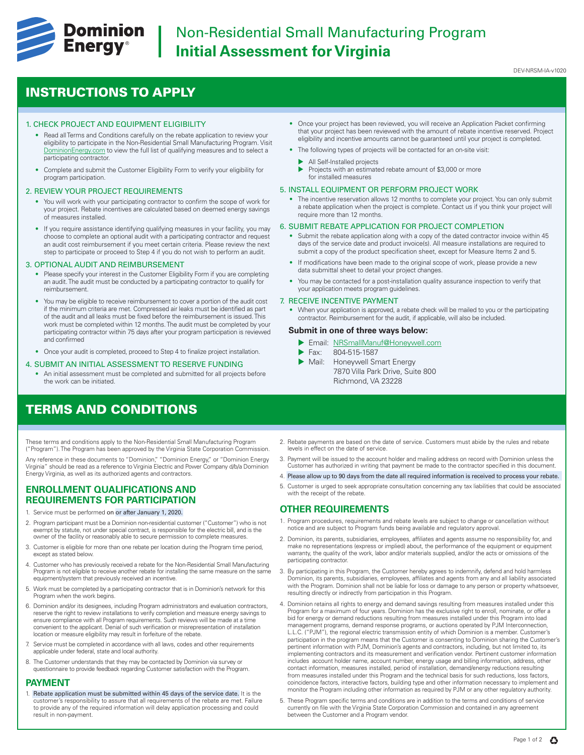# Dominion Energy

# Non-Residential Small Manufacturing Program **Initial Assessment for Virginia**

DEV-NRSM-IA-v1020

## INSTRUCTIONS TO APPLY

### 1. CHECK PROJECT AND EQUIPMENT ELIGIBILITY

- Read all Terms and Conditions carefully on the rebate application to review your eligibility to participate in the Non-Residential Small Manufacturing Program. Visit DominionEnergy.com to view the full list of qualifying measures and to select a participating contractor.
- Complete and submit the Customer Eligibility Form to verify your eligibility for program participation.

### 2. REVIEW YOUR PROJECT REQUIREMENTS

- You will work with your participating contractor to confirm the scope of work for your project. Rebate incentives are calculated based on deemed energy savings of measures installed.
- If you require assistance identifying qualifying measures in your facility, you may choose to complete an optional audit with a participating contractor and request an audit cost reimbursement if you meet certain criteria. Please review the next step to participate or proceed to Step 4 if you do not wish to perform an audit.

### 3. OPTIONAL AUDIT AND REIMBURSEMENT

- Please specify your interest in the Customer Eligibility Form if you are completing an audit. The audit must be conducted by a participating contractor to qualify for reimbursement.
- You may be eligible to receive reimbursement to cover a portion of the audit cost if the minimum criteria are met. Compressed air leaks must be identified as part of the audit and all leaks must be fixed before the reimbursement is issued. This work must be completed within 12 months. The audit must be completed by your participating contractor within 75 days after your program participation is reviewed and confirmed
- Once your audit is completed, proceed to Step 4 to finalize project installation.

### 4. SUBMIT AN INITIAL ASSESSMENT TO RESERVE FUNDING

- An initial assessment must be completed and submitted for all projects before the work can be initiated.
- Once your project has been reviewed, you will receive an Application Packet confirming that your project has been reviewed with the amount of rebate incentive reserved. Project eligibility and incentive amounts cannot be guaranteed until your project is completed.
- The following types of projects will be contacted for an on-site visit:
  - All Self-Installed projects
  - Projects with an estimated rebate amount of $3,000 or more for installed measures

### 5. INSTALL EQUIPMENT OR PERFORM PROJECT WORK

- The incentive reservation allows 12 months to complete your project. You can only submit a rebate application when the project is complete. Contact us if you think your project will require more than 12 months.

### 6. SUBMIT REBATE APPLICATION FOR PROJECT COMPLETION

- Submit the rebate application along with a copy of the dated contractor invoice within 45 days of the service date and product invoice(s). All measure installations are required to submit a copy of the product specification sheet, except for Measure Items 2 and 5.
- If modifications have been made to the original scope of work, please provide a new data submittal sheet to detail your project changes.
- You may be contacted for a post-installation quality assurance inspection to verify that your application meets program guidelines.

### 7. RECEIVE INCENTIVE PAYMENT

- When your application is approved, a rebate check will be mailed to you or the participating contractor. Reimbursement for the audit, if applicable, will also be included.

**Submit in one of three ways below:**

- Email: NRSmallManuf@Honeywell.com
- Fax: 804-515-1587
- Mail: Honeywell Smart Energy
  7870 Villa Park Drive, Suite 800
  Richmond, VA 23228

## TERMS AND CONDITIONS

These terms and conditions apply to the Non-Residential Small Manufacturing Program ("Program"). The Program has been approved by the Virginia State Corporation Commission.

Any reference in these documents to "Dominion," "Dominion Energy," or "Dominion Energy Virginia" should be read as a reference to Virginia Electric and Power Company d/b/a Dominion Energy Virginia, as well as its authorized agents and contractors.

### ENROLLMENT QUALIFICATIONS AND REQUIREMENTS FOR PARTICIPATION

1. Service must be performed on or after January 1, 2020.
2. Program participant must be a Dominion non-residential customer ("Customer") who is not exempt by statute, not under special contract, is responsible for the electric bill, and is the owner of the facility or reasonably able to secure permission to complete measures.
3. Customer is eligible for more than one rebate per location during the Program time period, except as stated below.
4. Customer who has previously received a rebate for the Non-Residential Small Manufacturing Program is not eligible to receive another rebate for installing the same measure on the same equipment/system that previously received an incentive.
5. Work must be completed by a participating contractor that is in Dominion's network for this Program when the work begins.
6. Dominion and/or its designees, including Program administrators and evaluation contractors, reserve the right to review installations to verify completion and measure energy savings to ensure compliance with all Program requirements. Such reviews will be made at a time convenient to the applicant. Denial of such verification or misrepresentation of installation location or measure eligibility may result in forfeiture of the rebate.
7. Service must be completed in accordance with all laws, codes and other requirements applicable under federal, state and local authority.
8. The Customer understands that they may be contacted by Dominion via survey or questionnaire to provide feedback regarding Customer satisfaction with the Program.

### PAYMENT

1. Rebate application must be submitted within 45 days of the service date. It is the customer's responsibility to assure that all requirements of the rebate are met. Failure to provide any of the required information will delay application processing and could result in non-payment.
2. Rebate payments are based on the date of service. Customers must abide by the rules and rebate levels in effect on the date of service.
3. Payment will be issued to the account holder and mailing address on record with Dominion unless the Customer has authorized in writing that payment be made to the contractor specified in this document.
4. Please allow up to 90 days from the date all required information is received to process your rebate.
5. Customer is urged to seek appropriate consultation concerning any tax liabilities that could be associated with the receipt of the rebate.

### OTHER REQUIREMENTS

1. Program procedures, requirements and rebate levels are subject to change or cancellation without notice and are subject to Program funds being available and regulatory approval.
2. Dominion, its parents, subsidiaries, employees, affiliates and agents assume no responsibility for, and make no representations (express or implied) about, the performance of the equipment or equipment warranty, the quality of the work, labor and/or materials supplied, and/or the acts or omissions of the participating contractor.
3. By participating in this Program, the Customer hereby agrees to indemnify, defend and hold harmless Dominion, its parents, subsidiaries, employees, affiliates and agents from any and all liability associated with the Program. Dominion shall not be liable for loss or damage to any person or property whatsoever, resulting directly or indirectly from participation in this Program.
4. Dominion retains all rights to energy and demand savings resulting from measures installed under this Program for a maximum of four years. Dominion has the exclusive right to enroll, nominate, or offer a bid for energy or demand reductions resulting from measures installed under this Program into load management programs, demand response programs, or auctions operated by PJM Interconnection, L.L.C. ("PJM"), the regional electric transmission entity of which Dominion is a member. Customer's participation in the program means that the Customer is consenting to Dominion sharing the Customer's pertinent information with PJM, Dominion's agents and contractors, including, but not limited to, its implementing contractors and its measurement and verification vendor. Pertinent customer information includes account holder name, account number, energy usage and billing information, address, other contact information, measures installed, period of installation, demand/energy reductions resulting from measures installed under this Program and the technical basis for such reductions, loss factors, coincidence factors, interactive factors, building type and other information necessary to implement and monitor the Program including other information as required by PJM or any other regulatory authority.
5. These Program specific terms and conditions are in addition to the terms and conditions of service currently on file with the Virginia State Corporation Commission and contained in any agreement between the Customer and a Program vendor.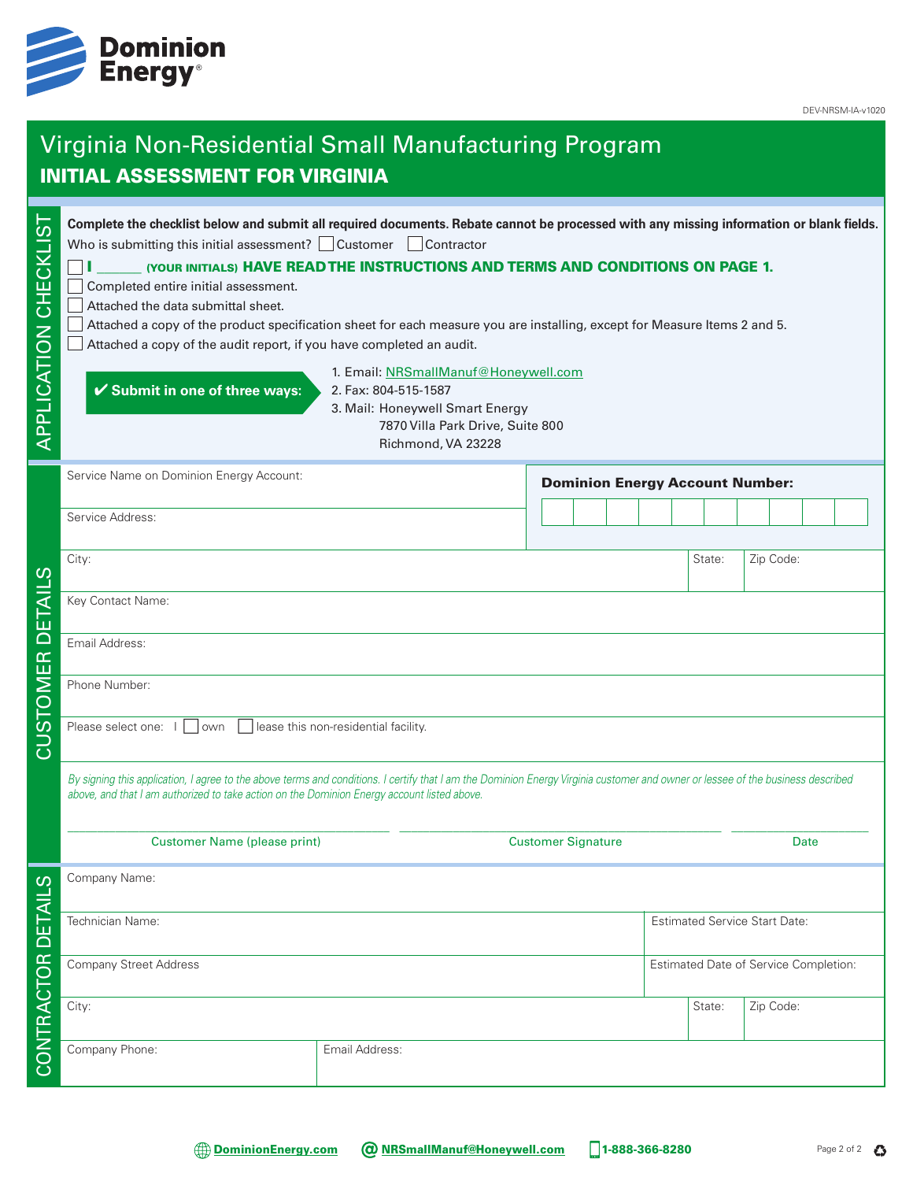Dominion Energy

DEV-NRSM-IA-v1020

# Virginia Non-Residential Small Manufacturing Program

## INITIAL ASSESSMENT FOR VIRGINIA

### APPLICATION CHECKLIST

**Complete the checklist below and submit all required documents. Rebate cannot be processed with any missing information or blank fields.**

Who is submitting this initial assessment? ☐ Customer ☐ Contractor

- ☐ **I \_\_\_\_\_\_ (YOUR INITIALS) HAVE READ THE INSTRUCTIONS AND TERMS AND CONDITIONS ON PAGE 1.**
- ☐ Completed entire initial assessment.
- ☐ Attached the data submittal sheet.
- ☐ Attached a copy of the product specification sheet for each measure you are installing, except for Measure Items 2 and 5.
- ☐ Attached a copy of the audit report, if you have completed an audit.

**✔ Submit in one of three ways:**

1. Email: NRSmallManuf@Honeywell.com
2. Fax: 804-515-1587
3. Mail: Honeywell Smart Energy
   7870 Villa Park Drive, Suite 800
   Richmond, VA 23228

### CUSTOMER DETAILS

| | | |
|---|---|---|
| Service Name on Dominion Energy Account: | | **Dominion Energy Account Number:** |
| Service Address: | | |
| City: | State: | Zip Code: |
| Key Contact Name: | | |
| Email Address: | | |
| Phone Number: | | |

Please select one: I ☐ own ☐ lease this non-residential facility.

*By signing this application, I agree to the above terms and conditions. I certify that I am the Dominion Energy Virginia customer and owner or lessee of the business described above, and that I am authorized to take action on the Dominion Energy account listed above.*

\_\_\_\_\_\_\_\_\_\_\_\_\_\_\_\_\_\_\_\_ Customer Name (please print)

\_\_\_\_\_\_\_\_\_\_\_\_\_\_\_\_\_\_\_\_ Customer Signature

\_\_\_\_\_\_\_\_\_\_ Date

### CONTRACTOR DETAILS

| | | |
|---|---|---|
| Company Name: | | |
| Technician Name: | Estimated Service Start Date: | |
| Company Street Address | Estimated Date of Service Completion: | |
| City: | State: | Zip Code: |
| Company Phone: | Email Address: | |

DominionEnergy.com | NRSmallManuf@Honeywell.com | 1-888-366-8280